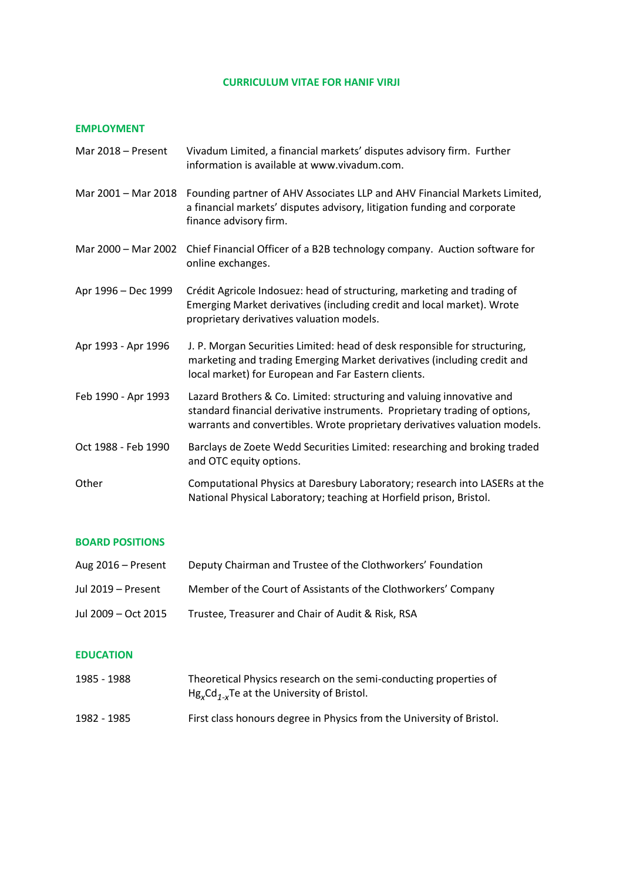# CURRICULUM VITAE FOR HANIF VIRJI

## EMPLOYMENT

| | |
|---|---|
| Mar 2018 – Present | Vivadum Limited, a financial markets' disputes advisory firm. Further information is available at www.vivadum.com. |
| Mar 2001 – Mar 2018 | Founding partner of AHV Associates LLP and AHV Financial Markets Limited, a financial markets' disputes advisory, litigation funding and corporate finance advisory firm. |
| Mar 2000 – Mar 2002 | Chief Financial Officer of a B2B technology company. Auction software for online exchanges. |
| Apr 1996 – Dec 1999 | Crédit Agricole Indosuez: head of structuring, marketing and trading of Emerging Market derivatives (including credit and local market). Wrote proprietary derivatives valuation models. |
| Apr 1993 - Apr 1996 | J. P. Morgan Securities Limited: head of desk responsible for structuring, marketing and trading Emerging Market derivatives (including credit and local market) for European and Far Eastern clients. |
| Feb 1990 - Apr 1993 | Lazard Brothers & Co. Limited: structuring and valuing innovative and standard financial derivative instruments. Proprietary trading of options, warrants and convertibles. Wrote proprietary derivatives valuation models. |
| Oct 1988 - Feb 1990 | Barclays de Zoete Wedd Securities Limited: researching and broking traded and OTC equity options. |
| Other | Computational Physics at Daresbury Laboratory; research into LASERs at the National Physical Laboratory; teaching at Horfield prison, Bristol. |

## BOARD POSITIONS

| | |
|---|---|
| Aug 2016 – Present | Deputy Chairman and Trustee of the Clothworkers' Foundation |
| Jul 2019 – Present | Member of the Court of Assistants of the Clothworkers' Company |
| Jul 2009 – Oct 2015 | Trustee, Treasurer and Chair of Audit & Risk, RSA |

## EDUCATION

| | |
|---|---|
| 1985 - 1988 | Theoretical Physics research on the semi-conducting properties of $Hg_xCd_{1-x}Te$ at the University of Bristol. |
| 1982 - 1985 | First class honours degree in Physics from the University of Bristol. |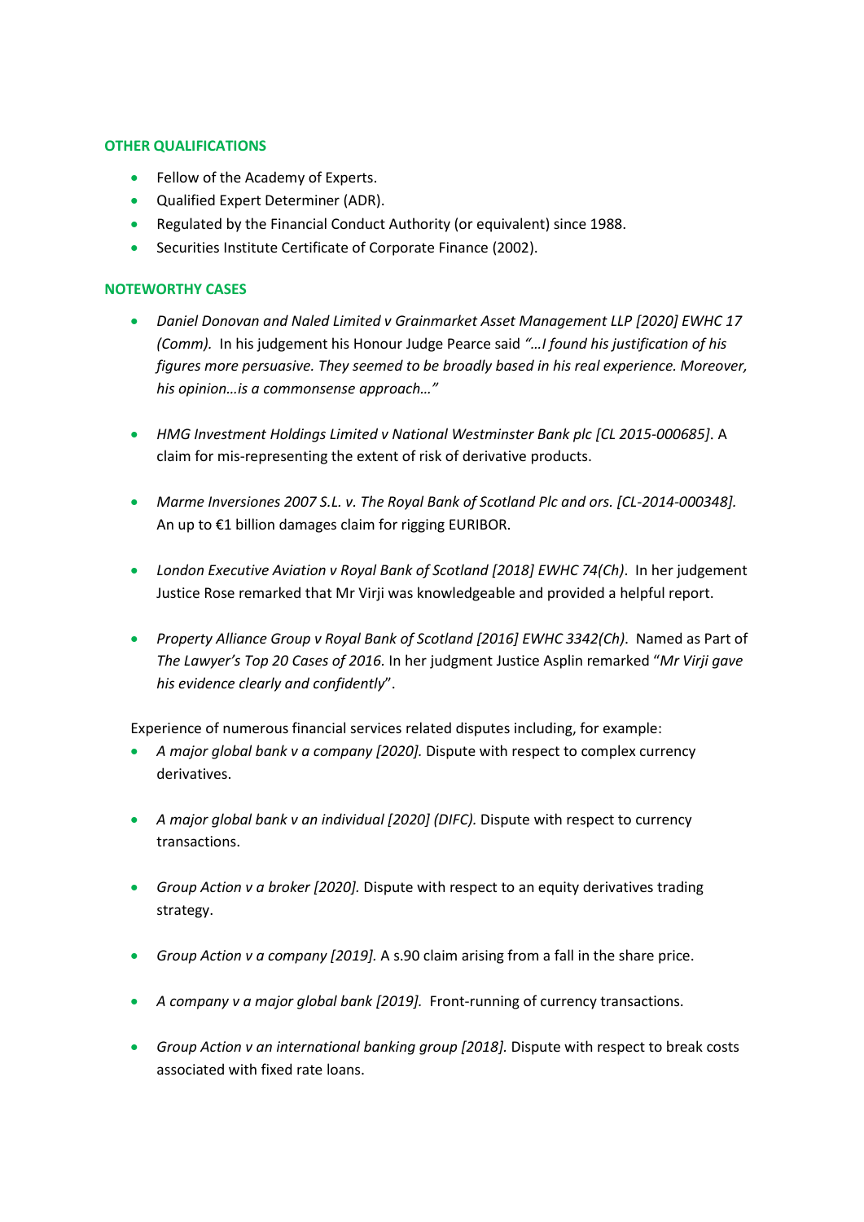## OTHER QUALIFICATIONS

- Fellow of the Academy of Experts.
- Qualified Expert Determiner (ADR).
- Regulated by the Financial Conduct Authority (or equivalent) since 1988.
- Securities Institute Certificate of Corporate Finance (2002).

## NOTEWORTHY CASES

- *Daniel Donovan and Naled Limited v Grainmarket Asset Management LLP [2020] EWHC 17 (Comm).* In his judgement his Honour Judge Pearce said *"…I found his justification of his figures more persuasive. They seemed to be broadly based in his real experience. Moreover, his opinion…is a commonsense approach…"*

- *HMG Investment Holdings Limited v National Westminster Bank plc [CL 2015-000685]*. A claim for mis-representing the extent of risk of derivative products.

- *Marme Inversiones 2007 S.L. v. The Royal Bank of Scotland Plc and ors. [CL-2014-000348].* An up to €1 billion damages claim for rigging EURIBOR.

- *London Executive Aviation v Royal Bank of Scotland [2018] EWHC 74(Ch)*. In her judgement Justice Rose remarked that Mr Virji was knowledgeable and provided a helpful report.

- *Property Alliance Group v Royal Bank of Scotland [2016] EWHC 3342(Ch)*. Named as Part of *The Lawyer's Top 20 Cases of 2016*. In her judgment Justice Asplin remarked "*Mr Virji gave his evidence clearly and confidently*".

Experience of numerous financial services related disputes including, for example:

- *A major global bank v a company [2020].* Dispute with respect to complex currency derivatives.

- *A major global bank v an individual [2020] (DIFC).* Dispute with respect to currency transactions.

- *Group Action v a broker [2020].* Dispute with respect to an equity derivatives trading strategy.

- *Group Action v a company [2019].* A s.90 claim arising from a fall in the share price.

- *A company v a major global bank [2019].* Front-running of currency transactions.

- *Group Action v an international banking group [2018].* Dispute with respect to break costs associated with fixed rate loans.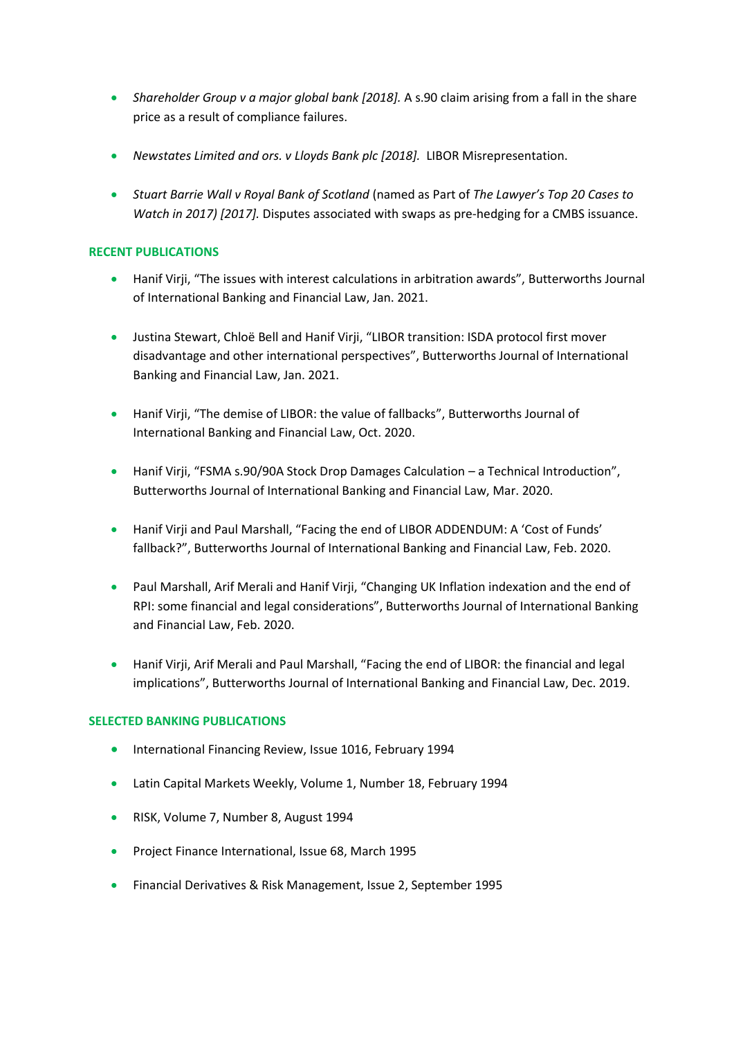- *Shareholder Group v a major global bank [2018].* A s.90 claim arising from a fall in the share price as a result of compliance failures.

- *Newstates Limited and ors. v Lloyds Bank plc [2018].* LIBOR Misrepresentation.

- *Stuart Barrie Wall v Royal Bank of Scotland* (named as Part of *The Lawyer's Top 20 Cases to Watch in 2017) [2017].* Disputes associated with swaps as pre-hedging for a CMBS issuance.

## RECENT PUBLICATIONS

- Hanif Virji, "The issues with interest calculations in arbitration awards", Butterworths Journal of International Banking and Financial Law, Jan. 2021.

- Justina Stewart, Chloë Bell and Hanif Virji, "LIBOR transition: ISDA protocol first mover disadvantage and other international perspectives", Butterworths Journal of International Banking and Financial Law, Jan. 2021.

- Hanif Virji, "The demise of LIBOR: the value of fallbacks", Butterworths Journal of International Banking and Financial Law, Oct. 2020.

- Hanif Virji, "FSMA s.90/90A Stock Drop Damages Calculation – a Technical Introduction", Butterworths Journal of International Banking and Financial Law, Mar. 2020.

- Hanif Virji and Paul Marshall, "Facing the end of LIBOR ADDENDUM: A 'Cost of Funds' fallback?", Butterworths Journal of International Banking and Financial Law, Feb. 2020.

- Paul Marshall, Arif Merali and Hanif Virji, "Changing UK Inflation indexation and the end of RPI: some financial and legal considerations", Butterworths Journal of International Banking and Financial Law, Feb. 2020.

- Hanif Virji, Arif Merali and Paul Marshall, "Facing the end of LIBOR: the financial and legal implications", Butterworths Journal of International Banking and Financial Law, Dec. 2019.

## SELECTED BANKING PUBLICATIONS

- International Financing Review, Issue 1016, February 1994

- Latin Capital Markets Weekly, Volume 1, Number 18, February 1994

- RISK, Volume 7, Number 8, August 1994

- Project Finance International, Issue 68, March 1995

- Financial Derivatives & Risk Management, Issue 2, September 1995